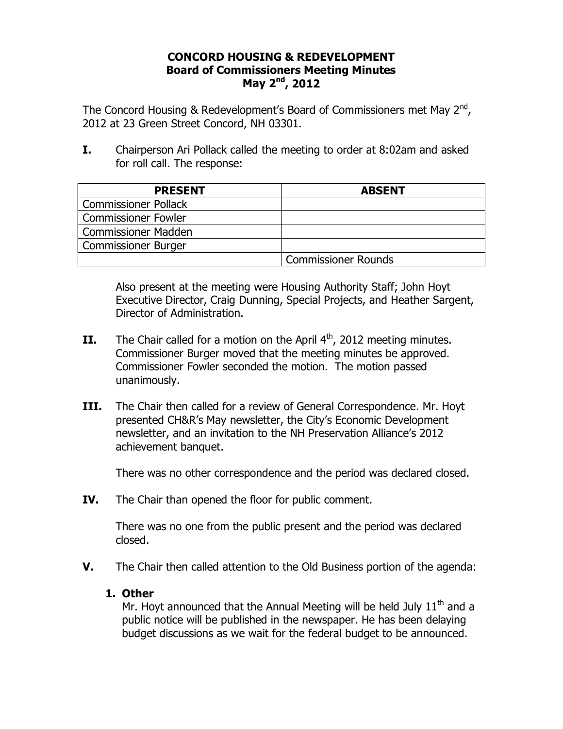# CONCORD HOUSING & REDEVELOPMENT
## Board of Commissioners Meeting Minutes
## May 2nd, 2012

The Concord Housing & Redevelopment's Board of Commissioners met May 2nd, 2012 at 23 Green Street Concord, NH 03301.

**I.** Chairperson Ari Pollack called the meeting to order at 8:02am and asked for roll call. The response:

| PRESENT | ABSENT |
|---|---|
| Commissioner Pollack | |
| Commissioner Fowler | |
| Commissioner Madden | |
| Commissioner Burger | |
| | Commissioner Rounds |

Also present at the meeting were Housing Authority Staff; John Hoyt Executive Director, Craig Dunning, Special Projects, and Heather Sargent, Director of Administration.

**II.** The Chair called for a motion on the April 4th, 2012 meeting minutes. Commissioner Burger moved that the meeting minutes be approved. Commissioner Fowler seconded the motion. The motion passed unanimously.

**III.** The Chair then called for a review of General Correspondence. Mr. Hoyt presented CH&R's May newsletter, the City's Economic Development newsletter, and an invitation to the NH Preservation Alliance's 2012 achievement banquet.

There was no other correspondence and the period was declared closed.

**IV.** The Chair than opened the floor for public comment.

There was no one from the public present and the period was declared closed.

**V.** The Chair then called attention to the Old Business portion of the agenda:

**1. Other**

Mr. Hoyt announced that the Annual Meeting will be held July 11th and a public notice will be published in the newspaper. He has been delaying budget discussions as we wait for the federal budget to be announced.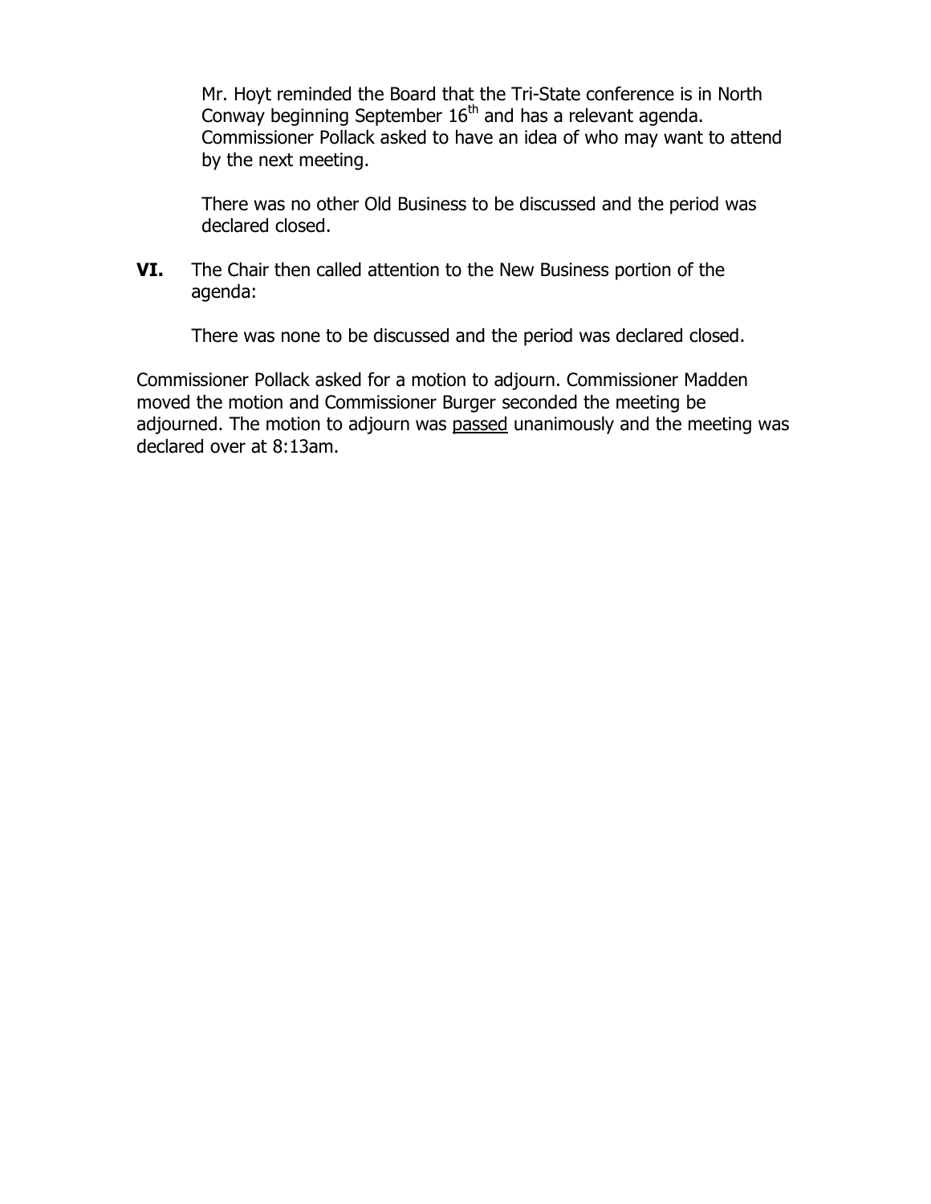Mr. Hoyt reminded the Board that the Tri-State conference is in North Conway beginning September 16th and has a relevant agenda. Commissioner Pollack asked to have an idea of who may want to attend by the next meeting.

There was no other Old Business to be discussed and the period was declared closed.

**VI.** The Chair then called attention to the New Business portion of the agenda:

There was none to be discussed and the period was declared closed.

Commissioner Pollack asked for a motion to adjourn. Commissioner Madden moved the motion and Commissioner Burger seconded the meeting be adjourned. The motion to adjourn was passed unanimously and the meeting was declared over at 8:13am.